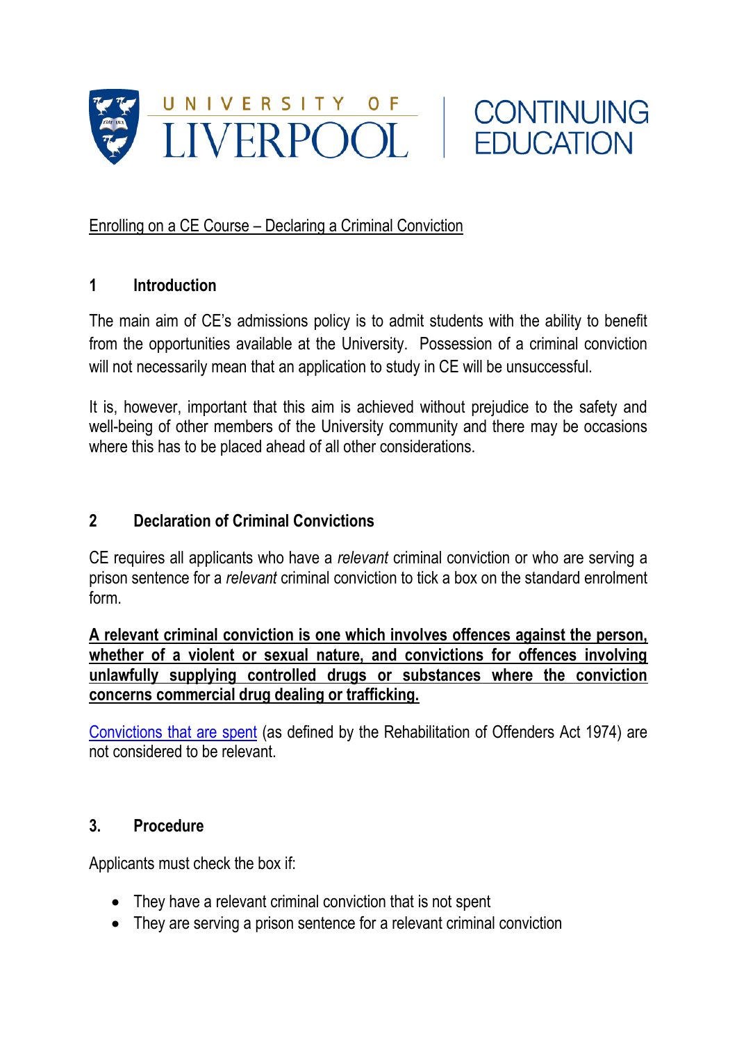UNIVERSITY OF LIVERPOOL | CONTINUING EDUCATION

Enrolling on a CE Course – Declaring a Criminal Conviction

## 1 Introduction

The main aim of CE's admissions policy is to admit students with the ability to benefit from the opportunities available at the University. Possession of a criminal conviction will not necessarily mean that an application to study in CE will be unsuccessful.

It is, however, important that this aim is achieved without prejudice to the safety and well-being of other members of the University community and there may be occasions where this has to be placed ahead of all other considerations.

## 2 Declaration of Criminal Convictions

CE requires all applicants who have a *relevant* criminal conviction or who are serving a prison sentence for a *relevant* criminal conviction to tick a box on the standard enrolment form.

**A relevant criminal conviction is one which involves offences against the person, whether of a violent or sexual nature, and convictions for offences involving unlawfully supplying controlled drugs or substances where the conviction concerns commercial drug dealing or trafficking.**

Convictions that are spent (as defined by the Rehabilitation of Offenders Act 1974) are not considered to be relevant.

## 3. Procedure

Applicants must check the box if:

- They have a relevant criminal conviction that is not spent
- They are serving a prison sentence for a relevant criminal conviction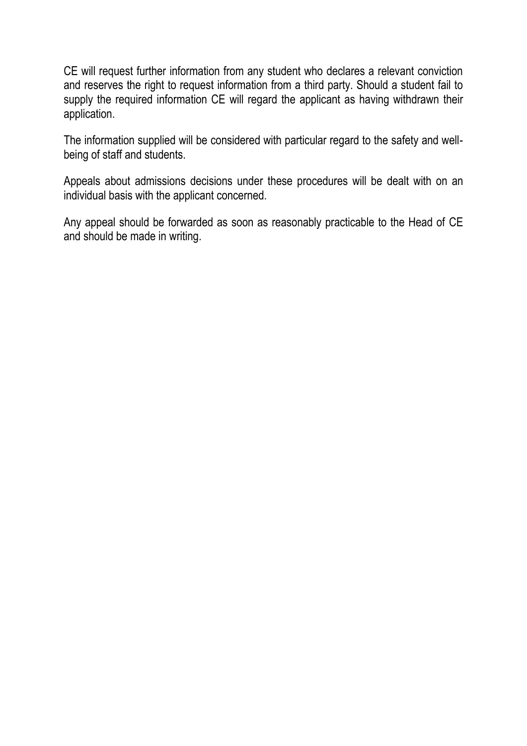CE will request further information from any student who declares a relevant conviction and reserves the right to request information from a third party. Should a student fail to supply the required information CE will regard the applicant as having withdrawn their application.

The information supplied will be considered with particular regard to the safety and well-being of staff and students.

Appeals about admissions decisions under these procedures will be dealt with on an individual basis with the applicant concerned.

Any appeal should be forwarded as soon as reasonably practicable to the Head of CE and should be made in writing.